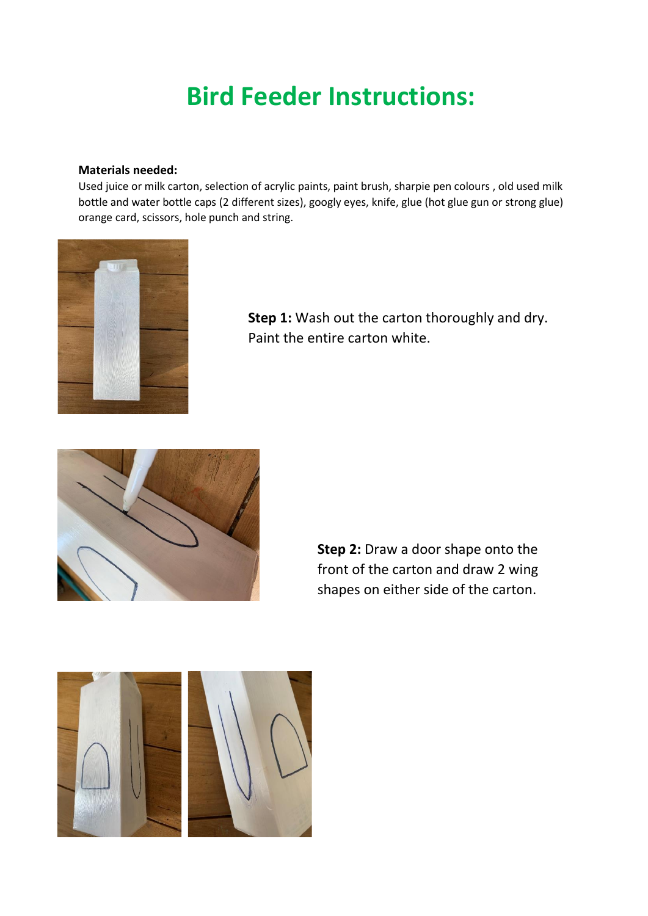# Bird Feeder Instructions:

**Materials needed:**

Used juice or milk carton, selection of acrylic paints, paint brush, sharpie pen colours , old used milk bottle and water bottle caps (2 different sizes), googly eyes, knife, glue (hot glue gun or strong glue) orange card, scissors, hole punch and string.

**Step 1:** Wash out the carton thoroughly and dry. Paint the entire carton white.

**Step 2:** Draw a door shape onto the front of the carton and draw 2 wing shapes on either side of the carton.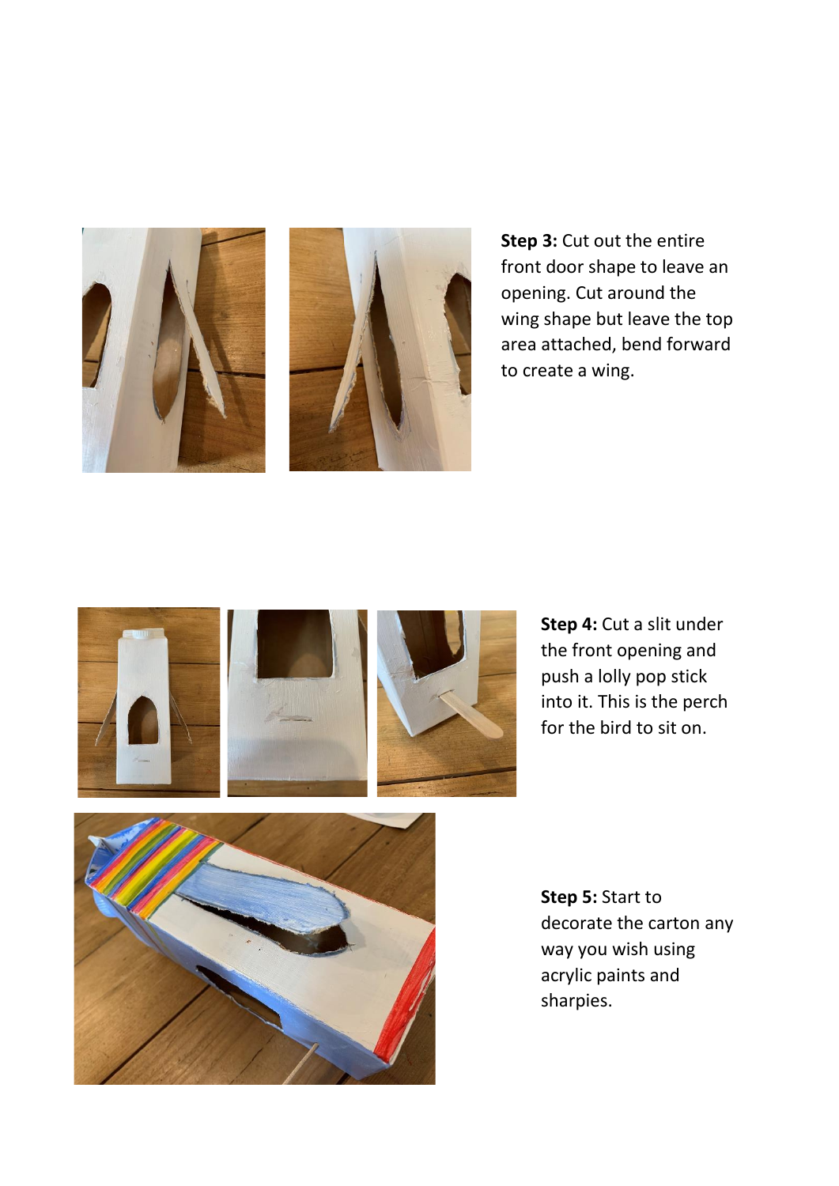**Step 3:** Cut out the entire front door shape to leave an opening. Cut around the wing shape but leave the top area attached, bend forward to create a wing.

**Step 4:** Cut a slit under the front opening and push a lolly pop stick into it. This is the perch for the bird to sit on.

**Step 5:** Start to decorate the carton any way you wish using acrylic paints and sharpies.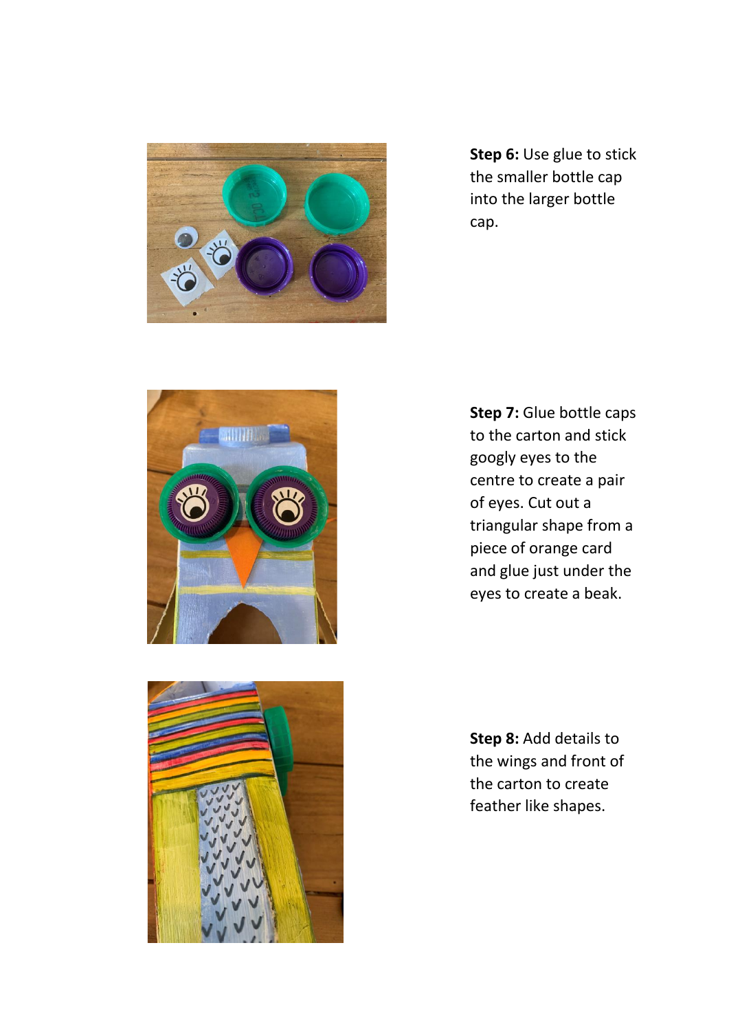**Step 6:** Use glue to stick the smaller bottle cap into the larger bottle cap.

**Step 7:** Glue bottle caps to the carton and stick googly eyes to the centre to create a pair of eyes. Cut out a triangular shape from a piece of orange card and glue just under the eyes to create a beak.

**Step 8:** Add details to the wings and front of the carton to create feather like shapes.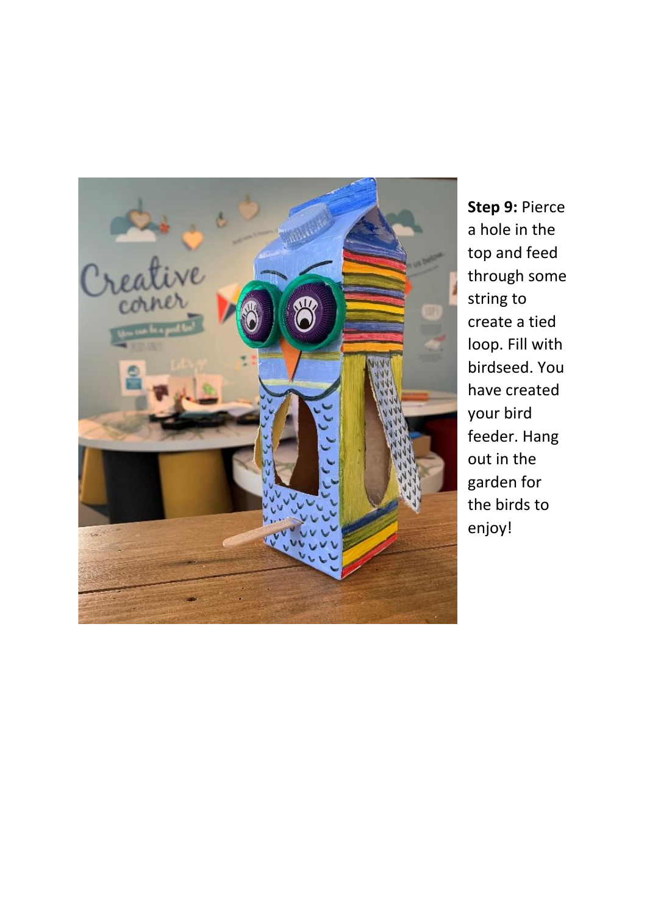**Step 9:** Pierce a hole in the top and feed through some string to create a tied loop. Fill with birdseed. You have created your bird feeder. Hang out in the garden for the birds to enjoy!